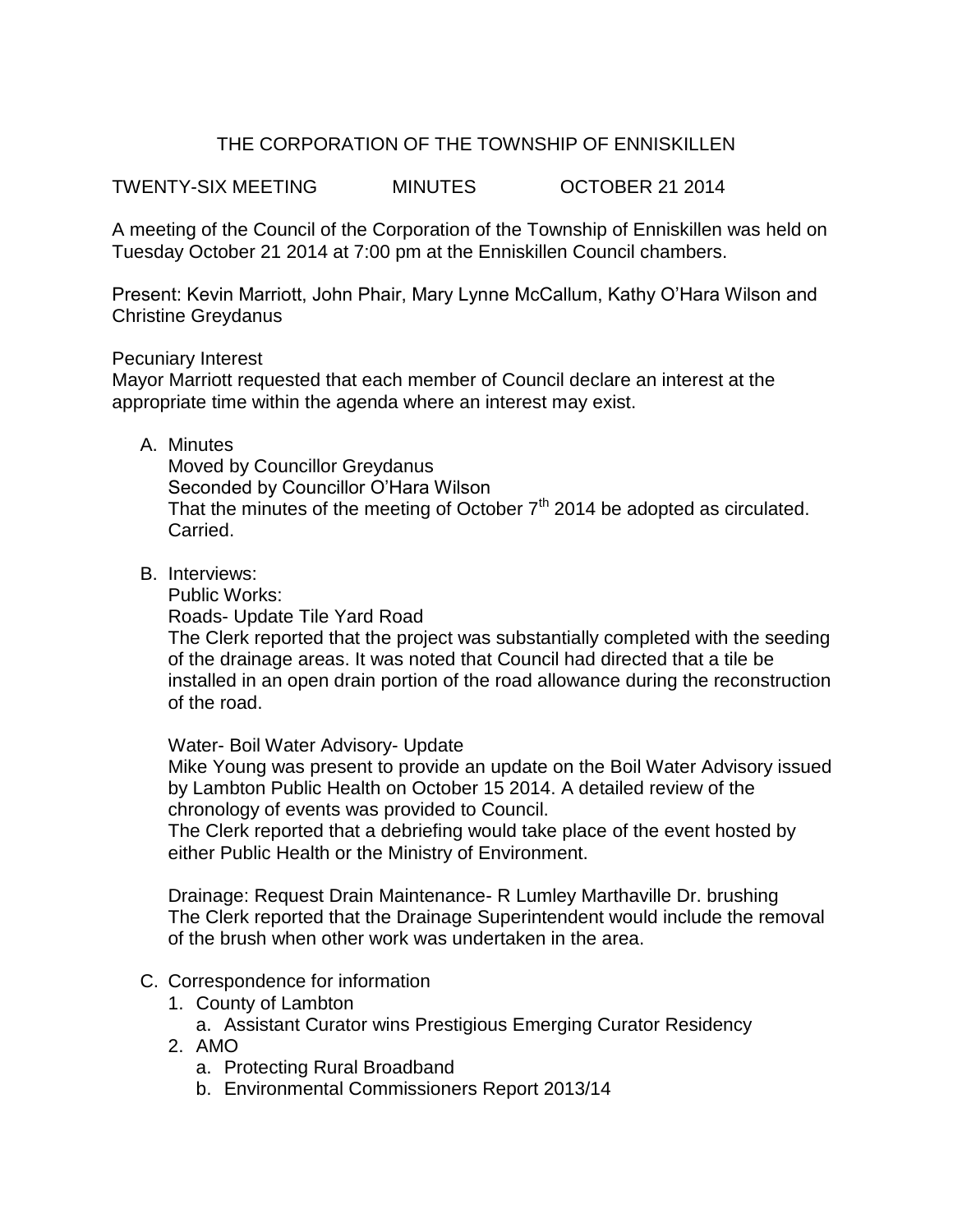# THE CORPORATION OF THE TOWNSHIP OF ENNISKILLEN

TWENTY-SIX MEETING MINUTES OCTOBER 21 2014

A meeting of the Council of the Corporation of the Township of Enniskillen was held on Tuesday October 21 2014 at 7:00 pm at the Enniskillen Council chambers.

Present: Kevin Marriott, John Phair, Mary Lynne McCallum, Kathy O'Hara Wilson and Christine Greydanus

Pecuniary Interest
Mayor Marriott requested that each member of Council declare an interest at the appropriate time within the agenda where an interest may exist.

A. Minutes
   Moved by Councillor Greydanus
   Seconded by Councillor O'Hara Wilson
   That the minutes of the meeting of October 7th 2014 be adopted as circulated.
   Carried.

B. Interviews:
   Public Works:
   Roads- Update Tile Yard Road
   The Clerk reported that the project was substantially completed with the seeding of the drainage areas. It was noted that Council had directed that a tile be installed in an open drain portion of the road allowance during the reconstruction of the road.

   Water- Boil Water Advisory- Update
   Mike Young was present to provide an update on the Boil Water Advisory issued by Lambton Public Health on October 15 2014. A detailed review of the chronology of events was provided to Council.
   The Clerk reported that a debriefing would take place of the event hosted by either Public Health or the Ministry of Environment.

   Drainage: Request Drain Maintenance- R Lumley Marthaville Dr. brushing
   The Clerk reported that the Drainage Superintendent would include the removal of the brush when other work was undertaken in the area.

C. Correspondence for information
   1. County of Lambton
      a. Assistant Curator wins Prestigious Emerging Curator Residency
   2. AMO
      a. Protecting Rural Broadband
      b. Environmental Commissioners Report 2013/14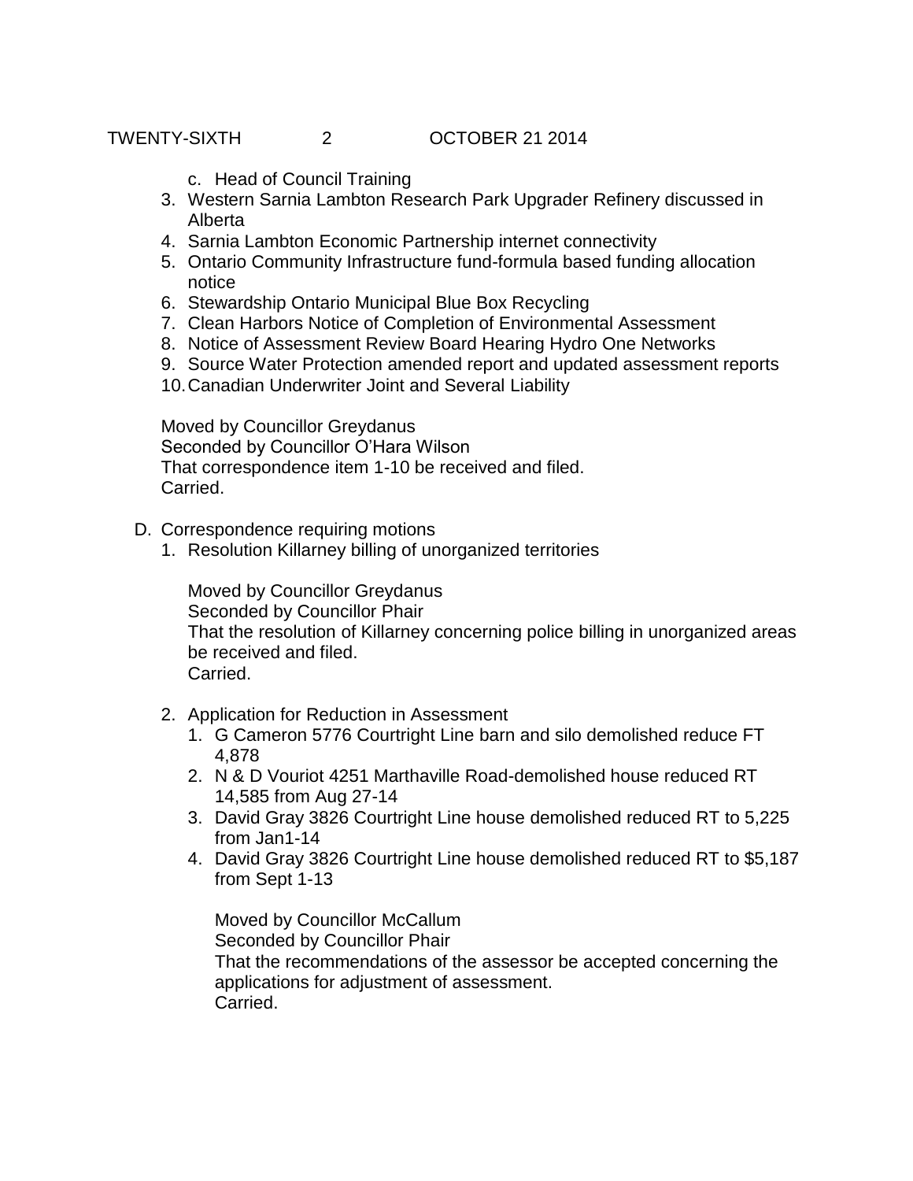c. Head of Council Training

3. Western Sarnia Lambton Research Park Upgrader Refinery discussed in Alberta
4. Sarnia Lambton Economic Partnership internet connectivity
5. Ontario Community Infrastructure fund-formula based funding allocation notice
6. Stewardship Ontario Municipal Blue Box Recycling
7. Clean Harbors Notice of Completion of Environmental Assessment
8. Notice of Assessment Review Board Hearing Hydro One Networks
9. Source Water Protection amended report and updated assessment reports
10. Canadian Underwriter Joint and Several Liability

Moved by Councillor Greydanus
Seconded by Councillor O'Hara Wilson
That correspondence item 1-10 be received and filed.
Carried.

D. Correspondence requiring motions

1. Resolution Killarney billing of unorganized territories

   Moved by Councillor Greydanus
   Seconded by Councillor Phair
   That the resolution of Killarney concerning police billing in unorganized areas be received and filed.
   Carried.

2. Application for Reduction in Assessment
   1. G Cameron 5776 Courtright Line barn and silo demolished reduce FT 4,878
   2. N & D Vouriot 4251 Marthaville Road-demolished house reduced RT 14,585 from Aug 27-14
   3. David Gray 3826 Courtright Line house demolished reduced RT to 5,225 from Jan1-14
   4. David Gray 3826 Courtright Line house demolished reduced RT to $5,187 from Sept 1-13

   Moved by Councillor McCallum
   Seconded by Councillor Phair
   That the recommendations of the assessor be accepted concerning the applications for adjustment of assessment.
   Carried.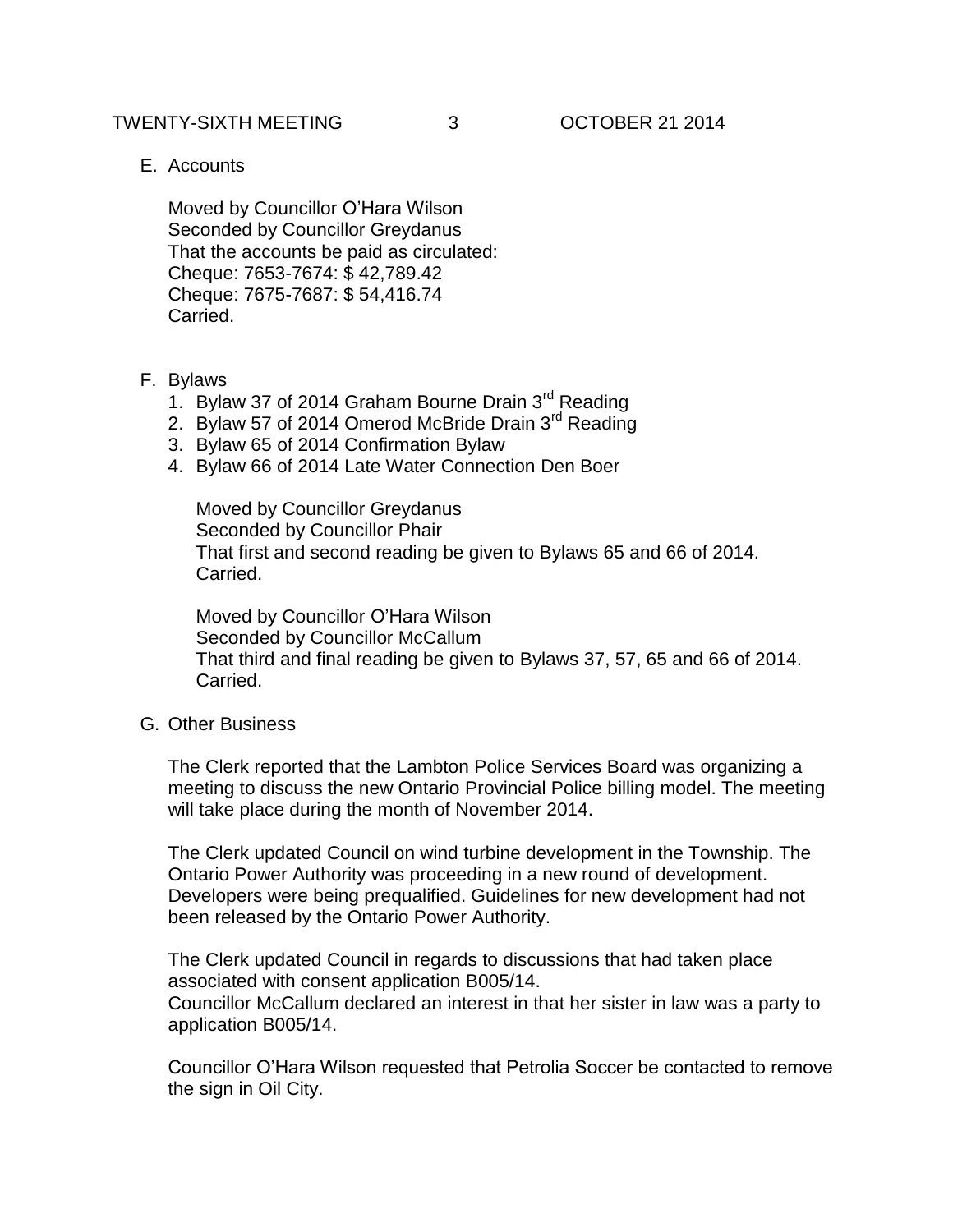E. Accounts

Moved by Councillor O'Hara Wilson
Seconded by Councillor Greydanus
That the accounts be paid as circulated:
Cheque: 7653-7674: $ 42,789.42
Cheque: 7675-7687: $ 54,416.74
Carried.

F. Bylaws

1. Bylaw 37 of 2014 Graham Bourne Drain 3rd Reading
2. Bylaw 57 of 2014 Omerod McBride Drain 3rd Reading
3. Bylaw 65 of 2014 Confirmation Bylaw
4. Bylaw 66 of 2014 Late Water Connection Den Boer

Moved by Councillor Greydanus
Seconded by Councillor Phair
That first and second reading be given to Bylaws 65 and 66 of 2014.
Carried.

Moved by Councillor O'Hara Wilson
Seconded by Councillor McCallum
That third and final reading be given to Bylaws 37, 57, 65 and 66 of 2014.
Carried.

G. Other Business

The Clerk reported that the Lambton Police Services Board was organizing a meeting to discuss the new Ontario Provincial Police billing model. The meeting will take place during the month of November 2014.

The Clerk updated Council on wind turbine development in the Township. The Ontario Power Authority was proceeding in a new round of development. Developers were being prequalified. Guidelines for new development had not been released by the Ontario Power Authority.

The Clerk updated Council in regards to discussions that had taken place associated with consent application B005/14.
Councillor McCallum declared an interest in that her sister in law was a party to application B005/14.

Councillor O'Hara Wilson requested that Petrolia Soccer be contacted to remove the sign in Oil City.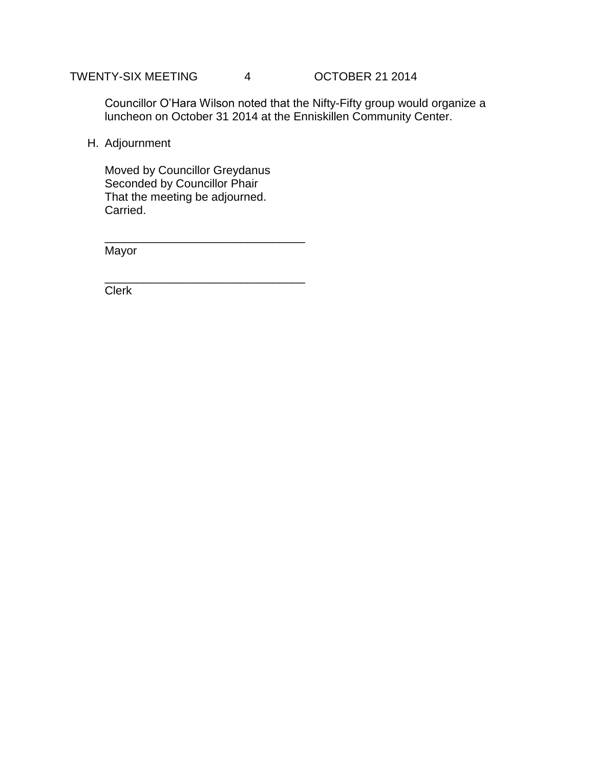Councillor O'Hara Wilson noted that the Nifty-Fifty group would organize a luncheon on October 31 2014 at the Enniskillen Community Center.

H. Adjournment

Moved by Councillor Greydanus
Seconded by Councillor Phair
That the meeting be adjourned.
Carried.

_______________________________
Mayor

_______________________________
Clerk